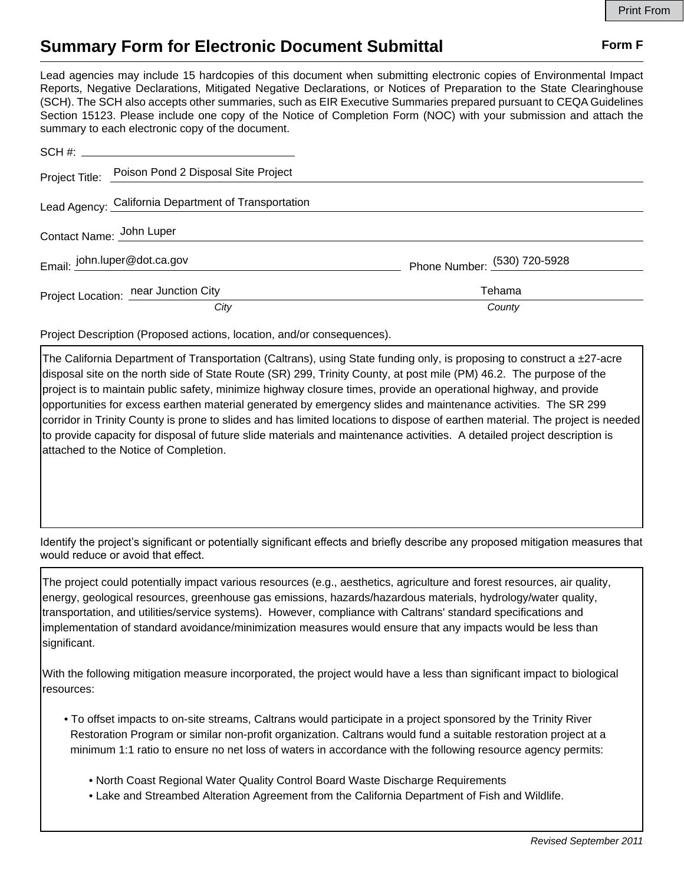Print From

# Summary Form for Electronic Document Submittal

**Form F**

Lead agencies may include 15 hardcopies of this document when submitting electronic copies of Environmental Impact Reports, Negative Declarations, Mitigated Negative Declarations, or Notices of Preparation to the State Clearinghouse (SCH). The SCH also accepts other summaries, such as EIR Executive Summaries prepared pursuant to CEQA Guidelines Section 15123. Please include one copy of the Notice of Completion Form (NOC) with your submission and attach the summary to each electronic copy of the document.

SCH #: ______________________

Project Title: Poison Pond 2 Disposal Site Project

Lead Agency: California Department of Transportation

Contact Name: John Luper

Email: john.luper@dot.ca.gov    Phone Number: (530) 720-5928

Project Location: near Junction City (*City*)    Tehama (*County*)

Project Description (Proposed actions, location, and/or consequences).

The California Department of Transportation (Caltrans), using State funding only, is proposing to construct a ±27-acre disposal site on the north side of State Route (SR) 299, Trinity County, at post mile (PM) 46.2. The purpose of the project is to maintain public safety, minimize highway closure times, provide an operational highway, and provide opportunities for excess earthen material generated by emergency slides and maintenance activities. The SR 299 corridor in Trinity County is prone to slides and has limited locations to dispose of earthen material. The project is needed to provide capacity for disposal of future slide materials and maintenance activities. A detailed project description is attached to the Notice of Completion.

Identify the project's significant or potentially significant effects and briefly describe any proposed mitigation measures that would reduce or avoid that effect.

The project could potentially impact various resources (e.g., aesthetics, agriculture and forest resources, air quality, energy, geological resources, greenhouse gas emissions, hazards/hazardous materials, hydrology/water quality, transportation, and utilities/service systems). However, compliance with Caltrans' standard specifications and implementation of standard avoidance/minimization measures would ensure that any impacts would be less than significant.

With the following mitigation measure incorporated, the project would have a less than significant impact to biological resources:

- To offset impacts to on-site streams, Caltrans would participate in a project sponsored by the Trinity River Restoration Program or similar non-profit organization. Caltrans would fund a suitable restoration project at a minimum 1:1 ratio to ensure no net loss of waters in accordance with the following resource agency permits:
  - North Coast Regional Water Quality Control Board Waste Discharge Requirements
  - Lake and Streambed Alteration Agreement from the California Department of Fish and Wildlife.

*Revised September 2011*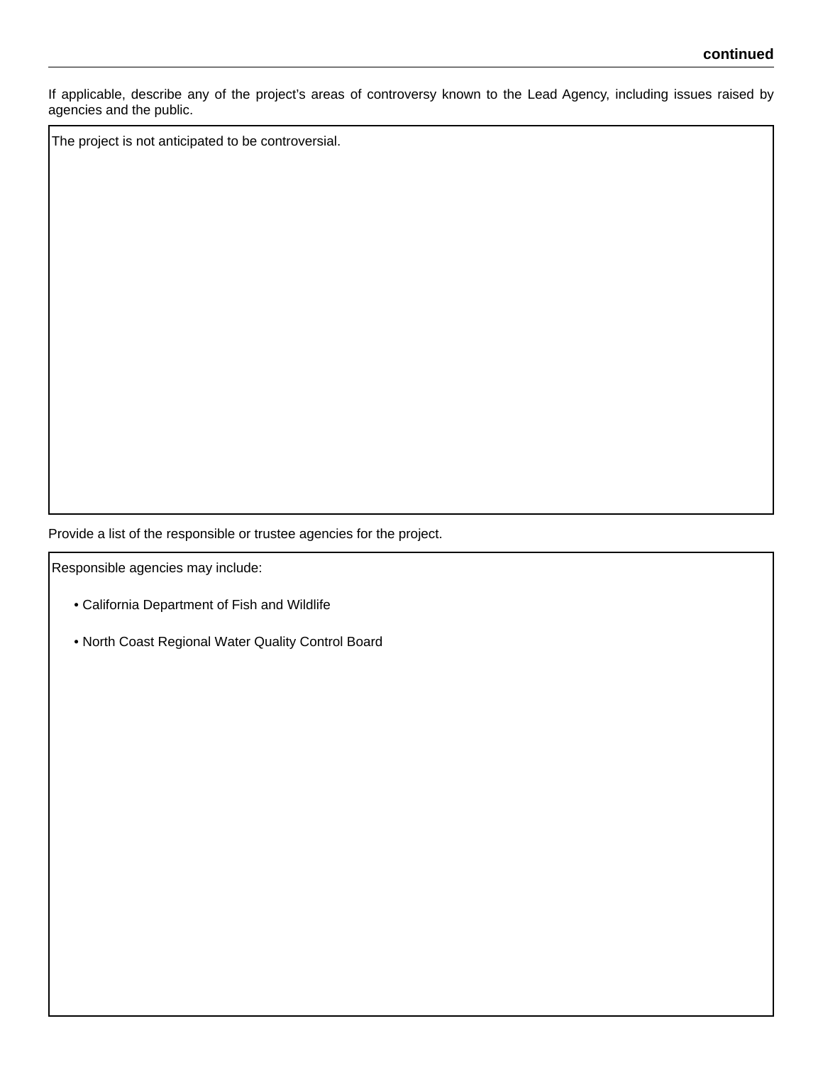**continued**

If applicable, describe any of the project's areas of controversy known to the Lead Agency, including issues raised by agencies and the public.

The project is not anticipated to be controversial.

Provide a list of the responsible or trustee agencies for the project.

Responsible agencies may include:

- California Department of Fish and Wildlife
- North Coast Regional Water Quality Control Board